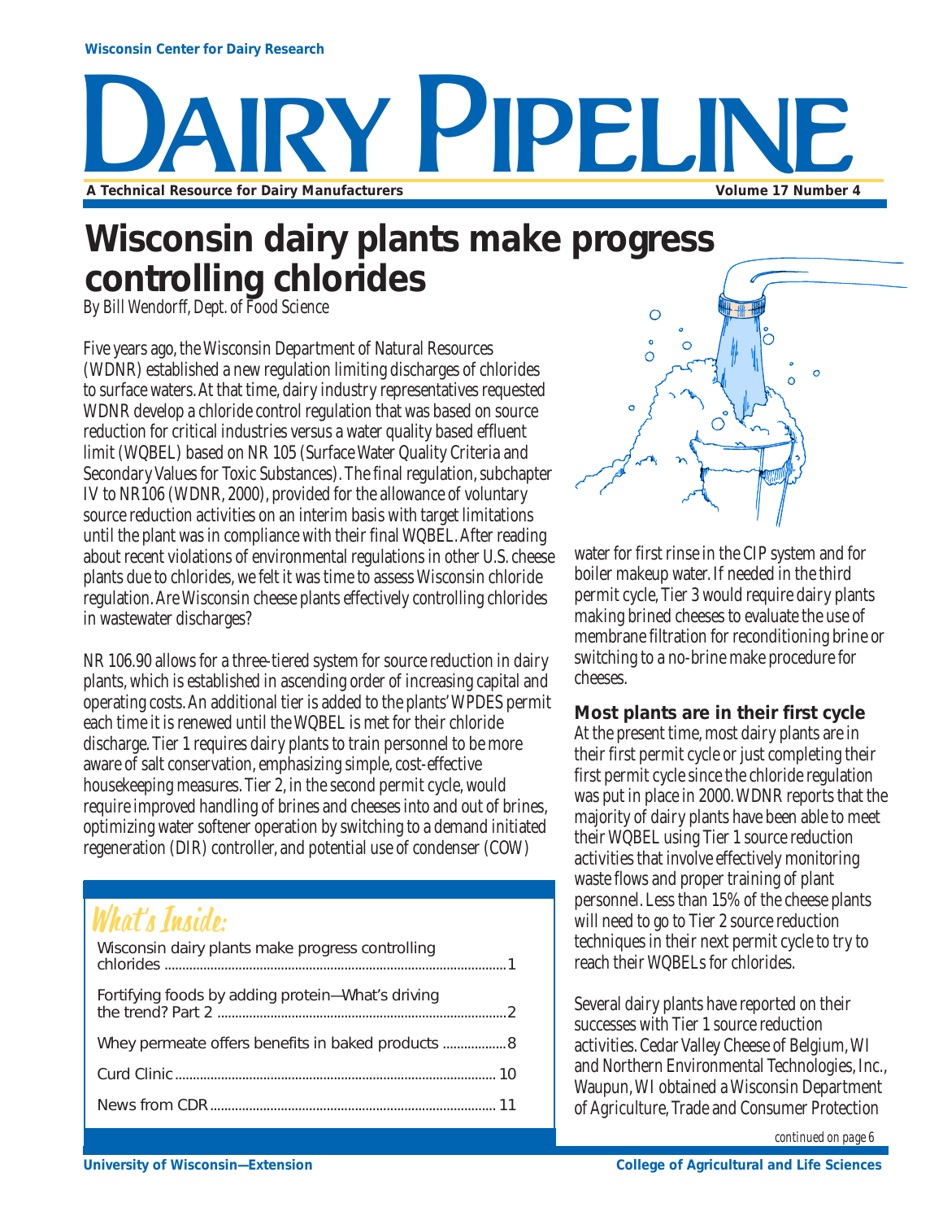Wisconsin Center for Dairy Research

# DAIRY PIPELINE

A Technical Resource for Dairy Manufacturers — Volume 17 Number 4

# Wisconsin dairy plants make progress controlling chlorides

*By Bill Wendorff, Dept. of Food Science*

Five years ago, the Wisconsin Department of Natural Resources (WDNR) established a new regulation limiting discharges of chlorides to surface waters. At that time, dairy industry representatives requested WDNR develop a chloride control regulation that was based on source reduction for critical industries versus a water quality based effluent limit (WQBEL) based on NR 105 (Surface Water Quality Criteria and Secondary Values for Toxic Substances). The final regulation, subchapter IV to NR106 (WDNR, 2000), provided for the allowance of voluntary source reduction activities on an interim basis with target limitations until the plant was in compliance with their final WQBEL. After reading about recent violations of environmental regulations in other U.S. cheese plants due to chlorides, we felt it was time to assess Wisconsin chloride regulation. Are Wisconsin cheese plants effectively controlling chlorides in wastewater discharges?

NR 106.90 allows for a three-tiered system for source reduction in dairy plants, which is established in ascending order of increasing capital and operating costs. An additional tier is added to the plants' WPDES permit each time it is renewed until the WQBEL is met for their chloride discharge. Tier 1 requires dairy plants to train personnel to be more aware of salt conservation, emphasizing simple, cost-effective housekeeping measures. Tier 2, in the second permit cycle, would require improved handling of brines and cheeses into and out of brines, optimizing water softener operation by switching to a demand initiated regeneration (DIR) controller, and potential use of condenser (COW) water for first rinse in the CIP system and for boiler makeup water. If needed in the third permit cycle, Tier 3 would require dairy plants making brined cheeses to evaluate the use of membrane filtration for reconditioning brine or switching to a no-brine make procedure for cheeses.

### Most plants are in their first cycle

At the present time, most dairy plants are in their first permit cycle or just completing their first permit cycle since the chloride regulation was put in place in 2000. WDNR reports that the majority of dairy plants have been able to meet their WQBEL using Tier 1 source reduction activities that involve effectively monitoring waste flows and proper training of plant personnel. Less than 15% of the cheese plants will need to go to Tier 2 source reduction techniques in their next permit cycle to try to reach their WQBELs for chlorides.

Several dairy plants have reported on their successes with Tier 1 source reduction activities. Cedar Valley Cheese of Belgium, WI and Northern Environmental Technologies, Inc., Waupun, WI obtained a Wisconsin Department of Agriculture, Trade and Consumer Protection

*continued on page 6*

## What's Inside:

| | |
|---|---|
| Wisconsin dairy plants make progress controlling chlorides | 1 |
| Fortifying foods by adding protein—What's driving the trend? Part 2 | 2 |
| Whey permeate offers benefits in baked products | 8 |
| Curd Clinic | 10 |
| News from CDR | 11 |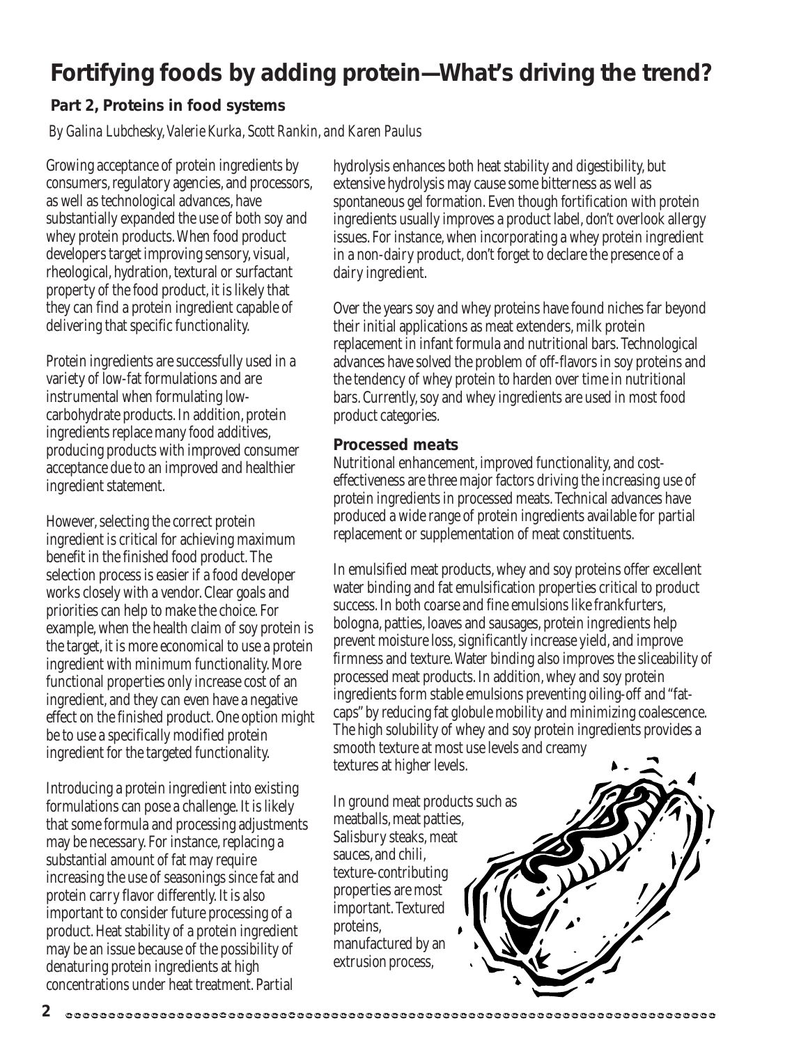# Fortifying foods by adding protein—What's driving the trend?

## Part 2, Proteins in food systems

*By Galina Lubchesky, Valerie Kurka, Scott Rankin, and Karen Paulus*

Growing acceptance of protein ingredients by consumers, regulatory agencies, and processors, as well as technological advances, have substantially expanded the use of both soy and whey protein products. When food product developers target improving sensory, visual, rheological, hydration, textural or surfactant property of the food product, it is likely that they can find a protein ingredient capable of delivering that specific functionality.

Protein ingredients are successfully used in a variety of low-fat formulations and are instrumental when formulating low-carbohydrate products. In addition, protein ingredients replace many food additives, producing products with improved consumer acceptance due to an improved and healthier ingredient statement.

However, selecting the correct protein ingredient is critical for achieving maximum benefit in the finished food product. The selection process is easier if a food developer works closely with a vendor. Clear goals and priorities can help to make the choice. For example, when the health claim of soy protein is the target, it is more economical to use a protein ingredient with minimum functionality. More functional properties only increase cost of an ingredient, and they can even have a negative effect on the finished product. One option might be to use a specifically modified protein ingredient for the targeted functionality.

Introducing a protein ingredient into existing formulations can pose a challenge. It is likely that some formula and processing adjustments may be necessary. For instance, replacing a substantial amount of fat may require increasing the use of seasonings since fat and protein carry flavor differently. It is also important to consider future processing of a product. Heat stability of a protein ingredient may be an issue because of the possibility of denaturing protein ingredients at high concentrations under heat treatment. Partial hydrolysis enhances both heat stability and digestibility, but extensive hydrolysis may cause some bitterness as well as spontaneous gel formation. Even though fortification with protein ingredients usually improves a product label, don't overlook allergy issues. For instance, when incorporating a whey protein ingredient in a non-dairy product, don't forget to declare the presence of a dairy ingredient.

Over the years soy and whey proteins have found niches far beyond their initial applications as meat extenders, milk protein replacement in infant formula and nutritional bars. Technological advances have solved the problem of off-flavors in soy proteins and the tendency of whey protein to harden over time in nutritional bars. Currently, soy and whey ingredients are used in most food product categories.

### Processed meats

Nutritional enhancement, improved functionality, and cost-effectiveness are three major factors driving the increasing use of protein ingredients in processed meats. Technical advances have produced a wide range of protein ingredients available for partial replacement or supplementation of meat constituents.

In emulsified meat products, whey and soy proteins offer excellent water binding and fat emulsification properties critical to product success. In both coarse and fine emulsions like frankfurters, bologna, patties, loaves and sausages, protein ingredients help prevent moisture loss, significantly increase yield, and improve firmness and texture. Water binding also improves the sliceability of processed meat products. In addition, whey and soy protein ingredients form stable emulsions preventing oiling-off and "fat-caps" by reducing fat globule mobility and minimizing coalescence. The high solubility of whey and soy protein ingredients provides a smooth texture at most use levels and creamy textures at higher levels.

In ground meat products such as meatballs, meat patties, Salisbury steaks, meat sauces, and chili, texture-contributing properties are most important. Textured proteins, manufactured by an extrusion process,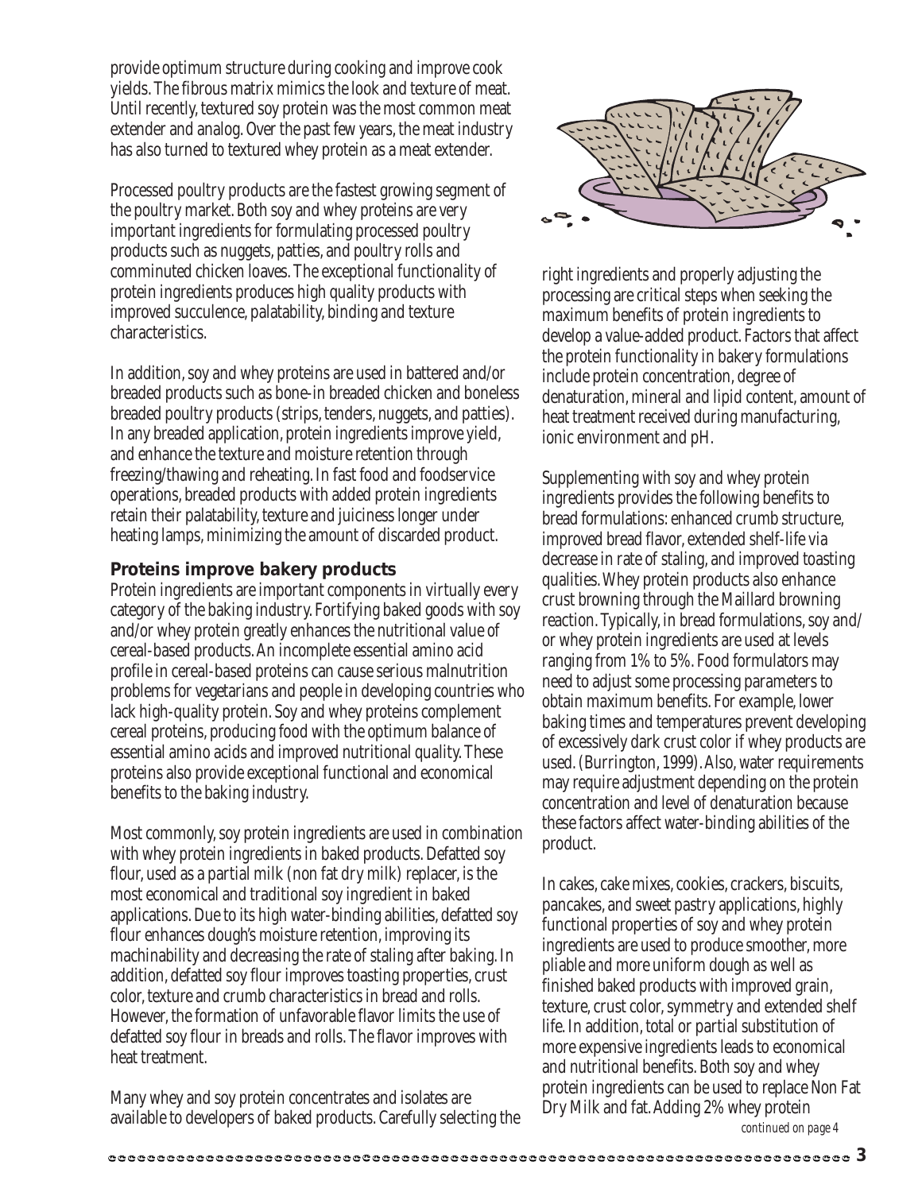provide optimum structure during cooking and improve cook yields. The fibrous matrix mimics the look and texture of meat. Until recently, textured soy protein was the most common meat extender and analog. Over the past few years, the meat industry has also turned to textured whey protein as a meat extender.

Processed poultry products are the fastest growing segment of the poultry market. Both soy and whey proteins are very important ingredients for formulating processed poultry products such as nuggets, patties, and poultry rolls and comminuted chicken loaves. The exceptional functionality of protein ingredients produces high quality products with improved succulence, palatability, binding and texture characteristics.

In addition, soy and whey proteins are used in battered and/or breaded products such as bone-in breaded chicken and boneless breaded poultry products (strips, tenders, nuggets, and patties). In any breaded application, protein ingredients improve yield, and enhance the texture and moisture retention through freezing/thawing and reheating. In fast food and foodservice operations, breaded products with added protein ingredients retain their palatability, texture and juiciness longer under heating lamps, minimizing the amount of discarded product.

### Proteins improve bakery products

Protein ingredients are important components in virtually every category of the baking industry. Fortifying baked goods with soy and/or whey protein greatly enhances the nutritional value of cereal-based products. An incomplete essential amino acid profile in cereal-based proteins can cause serious malnutrition problems for vegetarians and people in developing countries who lack high-quality protein. Soy and whey proteins complement cereal proteins, producing food with the optimum balance of essential amino acids and improved nutritional quality. These proteins also provide exceptional functional and economical benefits to the baking industry.

Most commonly, soy protein ingredients are used in combination with whey protein ingredients in baked products. Defatted soy flour, used as a partial milk (non fat dry milk) replacer, is the most economical and traditional soy ingredient in baked applications. Due to its high water-binding abilities, defatted soy flour enhances dough's moisture retention, improving its machinability and decreasing the rate of staling after baking. In addition, defatted soy flour improves toasting properties, crust color, texture and crumb characteristics in bread and rolls. However, the formation of unfavorable flavor limits the use of defatted soy flour in breads and rolls. The flavor improves with heat treatment.

Many whey and soy protein concentrates and isolates are available to developers of baked products. Carefully selecting the right ingredients and properly adjusting the processing are critical steps when seeking the maximum benefits of protein ingredients to develop a value-added product. Factors that affect the protein functionality in bakery formulations include protein concentration, degree of denaturation, mineral and lipid content, amount of heat treatment received during manufacturing, ionic environment and pH.

Supplementing with soy and whey protein ingredients provides the following benefits to bread formulations: enhanced crumb structure, improved bread flavor, extended shelf-life via decrease in rate of staling, and improved toasting qualities. Whey protein products also enhance crust browning through the Maillard browning reaction. Typically, in bread formulations, soy and/or whey protein ingredients are used at levels ranging from 1% to 5%. Food formulators may need to adjust some processing parameters to obtain maximum benefits. For example, lower baking times and temperatures prevent developing of excessively dark crust color if whey products are used. (Burrington, 1999). Also, water requirements may require adjustment depending on the protein concentration and level of denaturation because these factors affect water-binding abilities of the product.

In cakes, cake mixes, cookies, crackers, biscuits, pancakes, and sweet pastry applications, highly functional properties of soy and whey protein ingredients are used to produce smoother, more pliable and more uniform dough as well as finished baked products with improved grain, texture, crust color, symmetry and extended shelf life. In addition, total or partial substitution of more expensive ingredients leads to economical and nutritional benefits. Both soy and whey protein ingredients can be used to replace Non Fat Dry Milk and fat. Adding 2% whey protein

*continued on page 4*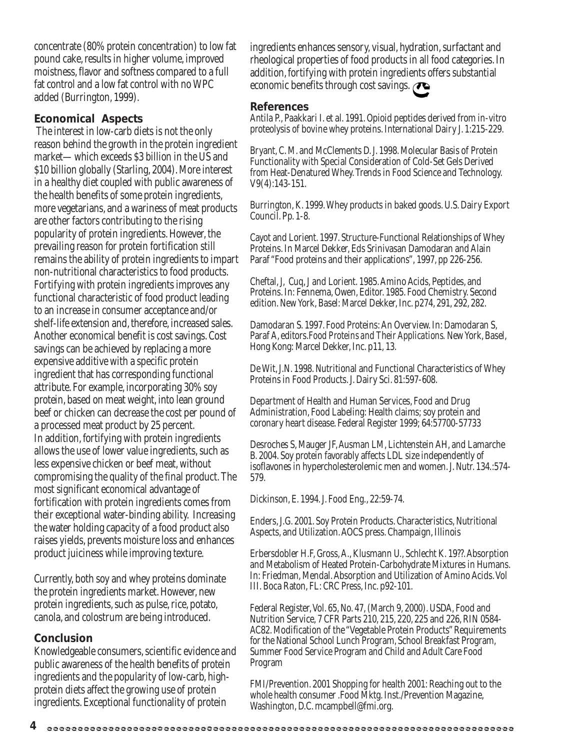concentrate (80% protein concentration) to low fat pound cake, results in higher volume, improved moistness, flavor and softness compared to a full fat control and a low fat control with no WPC added (Burrington, 1999).

## Economical Aspects

The interest in low-carb diets is not the only reason behind the growth in the protein ingredient market— which exceeds $3 billion in the US and $10 billion globally (Starling, 2004). More interest in a healthy diet coupled with public awareness of the health benefits of some protein ingredients, more vegetarians, and a wariness of meat products are other factors contributing to the rising popularity of protein ingredients. However, the prevailing reason for protein fortification still remains the ability of protein ingredients to impart non-nutritional characteristics to food products. Fortifying with protein ingredients improves any functional characteristic of food product leading to an increase in consumer acceptance and/or shelf-life extension and, therefore, increased sales. Another economical benefit is cost savings. Cost savings can be achieved by replacing a more expensive additive with a specific protein ingredient that has corresponding functional attribute. For example, incorporating 30% soy protein, based on meat weight, into lean ground beef or chicken can decrease the cost per pound of a processed meat product by 25 percent.
In addition, fortifying with protein ingredients allows the use of lower value ingredients, such as less expensive chicken or beef meat, without compromising the quality of the final product. The most significant economical advantage of fortification with protein ingredients comes from their exceptional water-binding ability. Increasing the water holding capacity of a food product also raises yields, prevents moisture loss and enhances product juiciness while improving texture.

Currently, both soy and whey proteins dominate the protein ingredients market. However, new protein ingredients, such as pulse, rice, potato, canola, and colostrum are being introduced.

## Conclusion

Knowledgeable consumers, scientific evidence and public awareness of the health benefits of protein ingredients and the popularity of low-carb, high-protein diets affect the growing use of protein ingredients. Exceptional functionality of protein ingredients enhances sensory, visual, hydration, surfactant and rheological properties of food products in all food categories. In addition, fortifying with protein ingredients offers substantial economic benefits through cost savings.

## References

Antila P., Paakkari I. et al. 1991. Opioid peptides derived from in-vitro proteolysis of bovine whey proteins. International Dairy J. 1:215-229.

Bryant, C. M. and McClements D. J. 1998. Molecular Basis of Protein Functionality with Special Consideration of Cold-Set Gels Derived from Heat-Denatured Whey. Trends in Food Science and Technology. V9(4):143-151.

Burrington, K. 1999. Whey products in baked goods. U.S. Dairy Export Council. Pp. 1-8.

Cayot and Lorient. 1997. Structure-Functional Relationships of Whey Proteins. In Marcel Dekker, Eds Srinivasan Damodaran and Alain Paraf "Food proteins and their applications", 1997, pp 226-256.

Cheftal, J, Cuq, J and Lorient. 1985. Amino Acids, Peptides, and Proteins. In: Fennema, Owen, Editor. 1985. Food Chemistry. Second edition. New York, Basel: Marcel Dekker, Inc. p274, 291, 292, 282.

Damodaran S. 1997. Food Proteins: An Overview. In: Damodaran S, Paraf A, editors.*Food Proteins and Their Applications.* New York, Basel, Hong Kong: Marcel Dekker, Inc. p11, 13.

De Wit, J.N. 1998. Nutritional and Functional Characteristics of Whey Proteins in Food Products. J. Dairy Sci. 81:597-608.

Department of Health and Human Services, Food and Drug Administration, Food Labeling: Health claims; soy protein and coronary heart disease. Federal Register 1999; 64:57700-57733

Desroches S, Mauger JF, Ausman LM, Lichtenstein AH, and Lamarche B. 2004. Soy protein favorably affects LDL size independently of isoflavones in hypercholesterolemic men and women. J. Nutr. 134.:574-579.

Dickinson, E. 1994. J. Food Eng., 22:59-74.

Enders, J.G. 2001. Soy Protein Products. Characteristics, Nutritional Aspects, and Utilization. AOCS press. Champaign, Illinois

Erbersdobler H.F, Gross, A., Klusmann U., Schlecht K. 19??. Absorption and Metabolism of Heated Protein-Carbohydrate Mixtures in Humans. In: Friedman, Mendal. Absorption and Utilization of Amino Acids. Vol III. Boca Raton, FL: CRC Press, Inc. p92-101.

Federal Register, Vol. 65, No. 47, (March 9, 2000). USDA, Food and Nutrition Service, 7 CFR Parts 210, 215, 220, 225 and 226, RIN 0584-AC82. Modification of the "Vegetable Protein Products" Requirements for the National School Lunch Program, School Breakfast Program, Summer Food Service Program and Child and Adult Care Food Program

FMI/Prevention. 2001 Shopping for health 2001: Reaching out to the whole health consumer .Food Mktg. Inst./Prevention Magazine, Washington, D.C. mcampbell@fmi.org.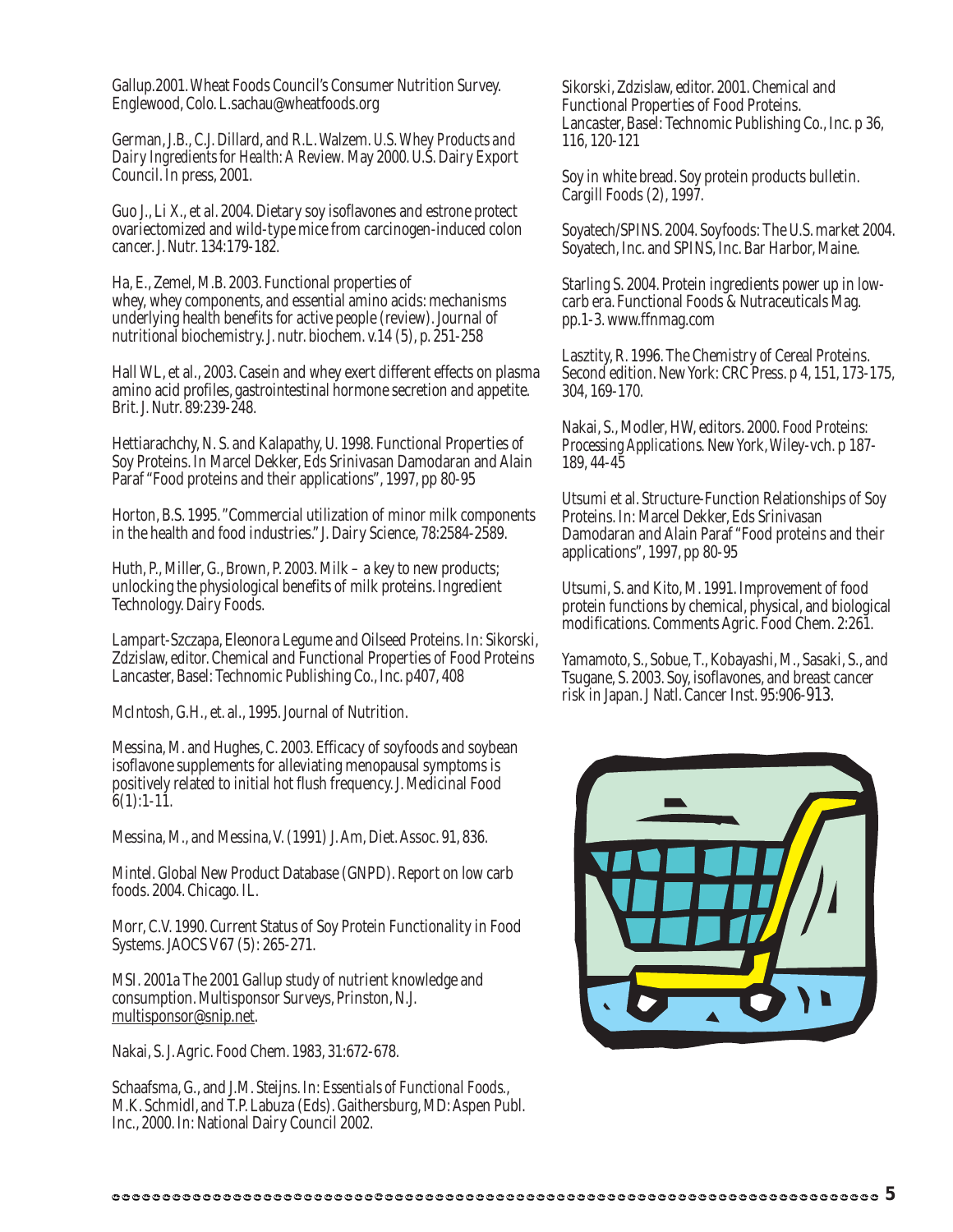Gallup.2001. Wheat Foods Council's Consumer Nutrition Survey. Englewood, Colo. L.sachau@wheatfoods.org

German, J.B., C.J. Dillard, and R.L. Walzem. U.S. *Whey Products and Dairy Ingredients for Health: A Review*. May 2000. U.S. Dairy Export Council. In press, 2001.

Guo J., Li X., et al. 2004. Dietary soy isoflavones and estrone protect ovariectomized and wild-type mice from carcinogen-induced colon cancer. J. Nutr. 134:179-182.

Ha, E., Zemel, M.B. 2003. Functional properties of whey, whey components, and essential amino acids: mechanisms underlying health benefits for active people (review). Journal of nutritional biochemistry. J. nutr. biochem. v.14 (5), p. 251-258

Hall WL, et al., 2003. Casein and whey exert different effects on plasma amino acid profiles, gastrointestinal hormone secretion and appetite. Brit. J. Nutr. 89:239-248.

Hettiarachchy, N. S. and Kalapathy, U. 1998. Functional Properties of Soy Proteins. In Marcel Dekker, Eds Srinivasan Damodaran and Alain Paraf "Food proteins and their applications", 1997, pp 80-95

Horton, B.S. 1995. "Commercial utilization of minor milk components in the health and food industries." J. Dairy Science, 78:2584-2589.

Huth, P., Miller, G., Brown, P. 2003. Milk – a key to new products; unlocking the physiological benefits of milk proteins. Ingredient Technology. Dairy Foods.

Lampart-Szczapa, Eleonora Legume and Oilseed Proteins. In: Sikorski, Zdzislaw, editor. Chemical and Functional Properties of Food Proteins Lancaster, Basel: Technomic Publishing Co., Inc. p407, 408

McIntosh, G.H., et. al., 1995. Journal of Nutrition.

Messina, M. and Hughes, C. 2003. Efficacy of soyfoods and soybean isoflavone supplements for alleviating menopausal symptoms is positively related to initial hot flush frequency. J. Medicinal Food 6(1):1-11.

Messina, M., and Messina, V. (1991) J. Am, Diet. Assoc. 91, 836.

Mintel. Global New Product Database (GNPD). Report on low carb foods. 2004. Chicago. IL.

Morr, C.V. 1990. Current Status of Soy Protein Functionality in Food Systems. JAOCS V67 (5): 265-271.

MSI. 2001a The 2001 Gallup study of nutrient knowledge and consumption. Multisponsor Surveys, Prinston, N.J. multisponsor@snip.net.

Nakai, S. J. Agric. Food Chem. 1983, 31:672-678.

Schaafsma, G., and J.M. Steijns. In: *Essentials of Functional Foods.*, M.K. Schmidl, and T.P. Labuza (Eds). Gaithersburg, MD: Aspen Publ. Inc., 2000. In: National Dairy Council 2002.

Sikorski, Zdzislaw, editor. 2001. Chemical and Functional Properties of Food Proteins. Lancaster, Basel: Technomic Publishing Co., Inc. p 36, 116, 120-121

Soy in white bread. Soy protein products bulletin. Cargill Foods (2), 1997.

Soyatech/SPINS. 2004. Soyfoods: The U.S. market 2004. Soyatech, Inc. and SPINS, Inc. Bar Harbor, Maine.

Starling S. 2004. Protein ingredients power up in low-carb era. Functional Foods & Nutraceuticals Mag. pp.1-3. www.ffnmag.com

Lasztity, R. 1996. The Chemistry of Cereal Proteins. Second edition. New York: CRC Press. p 4, 151, 173-175, 304, 169-170.

Nakai, S., Modler, HW, editors. 2000. *Food Proteins: Processing Applications*. New York, Wiley-vch. p 187-189, 44-45

Utsumi et al. Structure-Function Relationships of Soy Proteins. In: Marcel Dekker, Eds Srinivasan Damodaran and Alain Paraf "Food proteins and their applications", 1997, pp 80-95

Utsumi, S. and Kito, M. 1991. Improvement of food protein functions by chemical, physical, and biological modifications. Comments Agric. Food Chem. 2:261.

Yamamoto, S., Sobue, T., Kobayashi, M., Sasaki, S., and Tsugane, S. 2003. Soy, isoflavones, and breast cancer risk in Japan. J Natl. Cancer Inst. 95:906-913.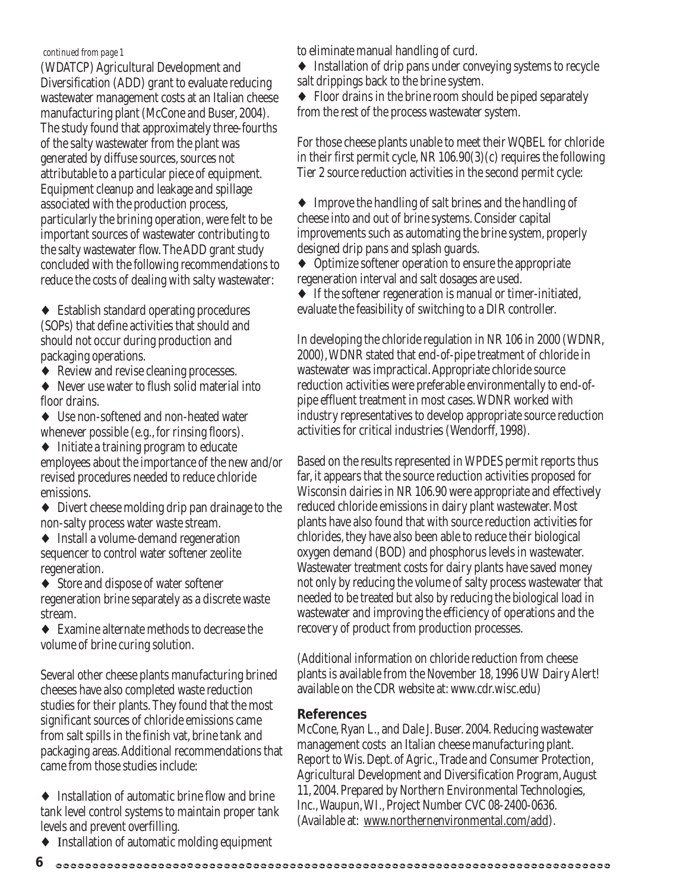*continued from page 1*

(WDATCP) Agricultural Development and Diversification (ADD) grant to evaluate reducing wastewater management costs at an Italian cheese manufacturing plant (McCone and Buser, 2004). The study found that approximately three-fourths of the salty wastewater from the plant was generated by diffuse sources, sources not attributable to a particular piece of equipment. Equipment cleanup and leakage and spillage associated with the production process, particularly the brining operation, were felt to be important sources of wastewater contributing to the salty wastewater flow. The ADD grant study concluded with the following recommendations to reduce the costs of dealing with salty wastewater:

- Establish standard operating procedures (SOPs) that define activities that should and should not occur during production and packaging operations.
- Review and revise cleaning processes.
- Never use water to flush solid material into floor drains.
- Use non-softened and non-heated water whenever possible (e.g., for rinsing floors).
- Initiate a training program to educate employees about the importance of the new and/or revised procedures needed to reduce chloride emissions.
- Divert cheese molding drip pan drainage to the non-salty process water waste stream.
- Install a volume-demand regeneration sequencer to control water softener zeolite regeneration.
- Store and dispose of water softener regeneration brine separately as a discrete waste stream.
- Examine alternate methods to decrease the volume of brine curing solution.

Several other cheese plants manufacturing brined cheeses have also completed waste reduction studies for their plants. They found that the most significant sources of chloride emissions came from salt spills in the finish vat, brine tank and packaging areas. Additional recommendations that came from those studies include:

- Installation of automatic brine flow and brine tank level control systems to maintain proper tank levels and prevent overfilling.
- Installation of automatic molding equipment to eliminate manual handling of curd.
- Installation of drip pans under conveying systems to recycle salt drippings back to the brine system.
- Floor drains in the brine room should be piped separately from the rest of the process wastewater system.

For those cheese plants unable to meet their WQBEL for chloride in their first permit cycle, NR 106.90(3)(c) requires the following Tier 2 source reduction activities in the second permit cycle:

- Improve the handling of salt brines and the handling of cheese into and out of brine systems. Consider capital improvements such as automating the brine system, properly designed drip pans and splash guards.
- Optimize softener operation to ensure the appropriate regeneration interval and salt dosages are used.
- If the softener regeneration is manual or timer-initiated, evaluate the feasibility of switching to a DIR controller.

In developing the chloride regulation in NR 106 in 2000 (WDNR, 2000), WDNR stated that end-of-pipe treatment of chloride in wastewater was impractical. Appropriate chloride source reduction activities were preferable environmentally to end-of-pipe effluent treatment in most cases. WDNR worked with industry representatives to develop appropriate source reduction activities for critical industries (Wendorff, 1998).

Based on the results represented in WPDES permit reports thus far, it appears that the source reduction activities proposed for Wisconsin dairies in NR 106.90 were appropriate and effectively reduced chloride emissions in dairy plant wastewater. Most plants have also found that with source reduction activities for chlorides, they have also been able to reduce their biological oxygen demand (BOD) and phosphorus levels in wastewater. Wastewater treatment costs for dairy plants have saved money not only by reducing the volume of salty process wastewater that needed to be treated but also by reducing the biological load in wastewater and improving the efficiency of operations and the recovery of product from production processes.

(Additional information on chloride reduction from cheese plants is available from the November 18, 1996 UW Dairy Alert! available on the CDR website at: www.cdr.wisc.edu)

## References

McCone, Ryan L., and Dale J. Buser. 2004. Reducing wastewater management costs an Italian cheese manufacturing plant. Report to Wis. Dept. of Agric., Trade and Consumer Protection, Agricultural Development and Diversification Program, August 11, 2004. Prepared by Northern Environmental Technologies, Inc., Waupun, WI., Project Number CVC 08-2400-0636. (Available at: www.northernenvironmental.com/add).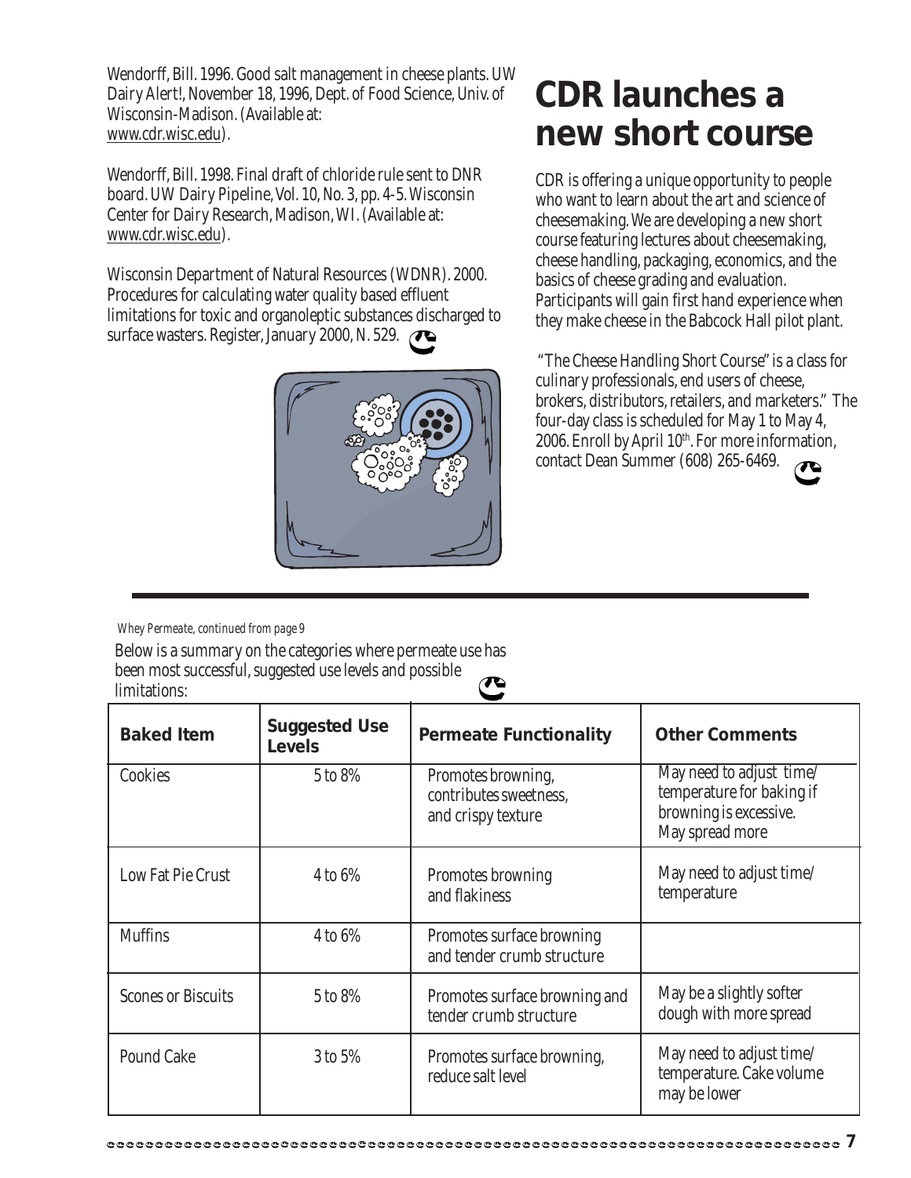Wendorff, Bill. 1996. Good salt management in cheese plants. UW Dairy Alert!, November 18, 1996, Dept. of Food Science, Univ. of Wisconsin-Madison. (Available at: www.cdr.wisc.edu).

Wendorff, Bill. 1998. Final draft of chloride rule sent to DNR board. UW Dairy Pipeline, Vol. 10, No. 3, pp. 4-5. Wisconsin Center for Dairy Research, Madison, WI. (Available at: www.cdr.wisc.edu).

Wisconsin Department of Natural Resources (WDNR). 2000. Procedures for calculating water quality based effluent limitations for toxic and organoleptic substances discharged to surface wasters. Register, January 2000, N. 529.

# CDR launches a new short course

CDR is offering a unique opportunity to people who want to learn about the art and science of cheesemaking. We are developing a new short course featuring lectures about cheesemaking, cheese handling, packaging, economics, and the basics of cheese grading and evaluation. Participants will gain first hand experience when they make cheese in the Babcock Hall pilot plant.

"The Cheese Handling Short Course" is a class for culinary professionals, end users of cheese, brokers, distributors, retailers, and marketers." The four-day class is scheduled for May 1 to May 4, 2006. Enroll by April 10th. For more information, contact Dean Summer (608) 265-6469.

---

*Whey Permeate, continued from page 9*

Below is a summary on the categories where permeate use has been most successful, suggested use levels and possible limitations:

| Baked Item | Suggested Use Levels | Permeate Functionality | Other Comments |
| --- | --- | --- | --- |
| Cookies | 5 to 8% | Promotes browning, contributes sweetness, and crispy texture | May need to adjust time/ temperature for baking if browning is excessive. May spread more |
| Low Fat Pie Crust | 4 to 6% | Promotes browning and flakiness | May need to adjust time/ temperature |
| Muffins | 4 to 6% | Promotes surface browning and tender crumb structure | |
| Scones or Biscuits | 5 to 8% | Promotes surface browning and tender crumb structure | May be a slightly softer dough with more spread |
| Pound Cake | 3 to 5% | Promotes surface browning, reduce salt level | May need to adjust time/ temperature. Cake volume may be lower |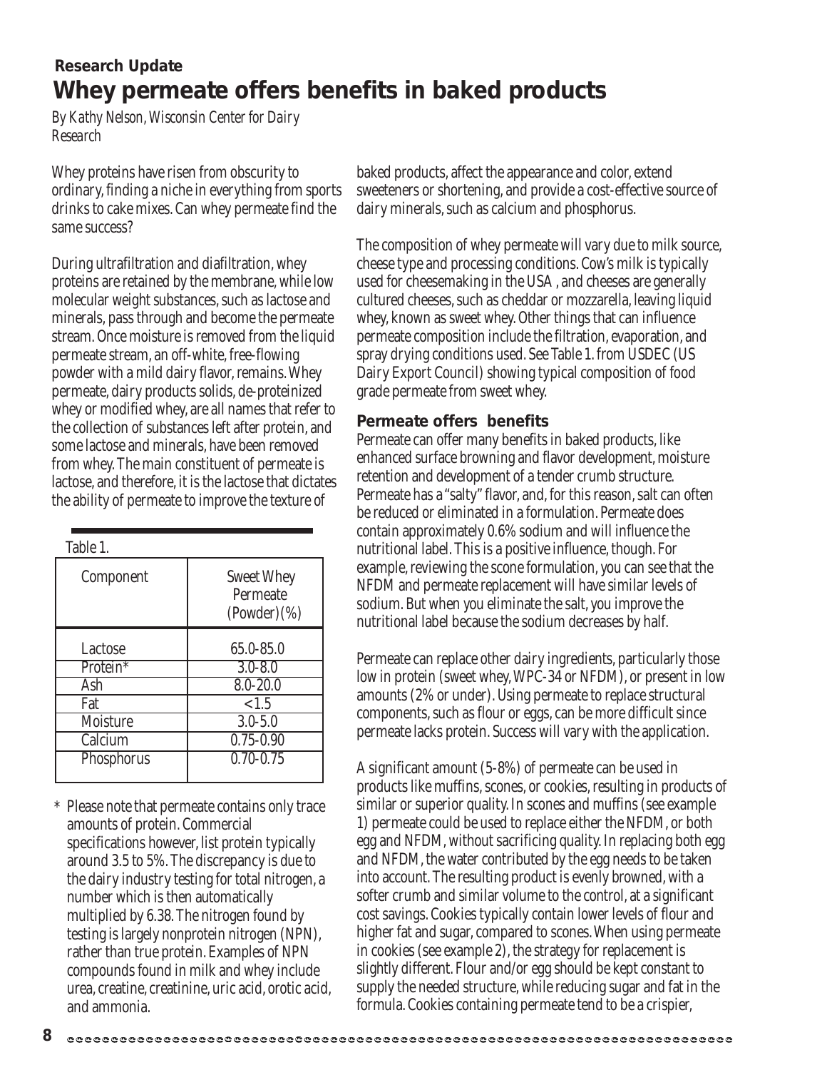Research Update

# Whey permeate offers benefits in baked products

*By Kathy Nelson, Wisconsin Center for Dairy Research*

Whey proteins have risen from obscurity to ordinary, finding a niche in everything from sports drinks to cake mixes. Can whey permeate find the same success?

During ultrafiltration and diafiltration, whey proteins are retained by the membrane, while low molecular weight substances, such as lactose and minerals, pass through and become the permeate stream. Once moisture is removed from the liquid permeate stream, an off-white, free-flowing powder with a mild dairy flavor, remains. Whey permeate, dairy products solids, de-proteinized whey or modified whey, are all names that refer to the collection of substances left after protein, and some lactose and minerals, have been removed from whey. The main constituent of permeate is lactose, and therefore, it is the lactose that dictates the ability of permeate to improve the texture of baked products, affect the appearance and color, extend sweeteners or shortening, and provide a cost-effective source of dairy minerals, such as calcium and phosphorus.

Table 1.

| Component | Sweet Whey Permeate (Powder)(%) |
|---|---|
| Lactose | 65.0-85.0 |
| Protein* | 3.0-8.0 |
| Ash | 8.0-20.0 |
| Fat | <1.5 |
| Moisture | 3.0-5.0 |
| Calcium | 0.75-0.90 |
| Phosphorus | 0.70-0.75 |

\* Please note that permeate contains only trace amounts of protein. Commercial specifications however, list protein typically around 3.5 to 5%. The discrepancy is due to the dairy industry testing for total nitrogen, a number which is then automatically multiplied by 6.38. The nitrogen found by testing is largely nonprotein nitrogen (NPN), rather than true protein. Examples of NPN compounds found in milk and whey include urea, creatine, creatinine, uric acid, orotic acid, and ammonia.

The composition of whey permeate will vary due to milk source, cheese type and processing conditions. Cow's milk is typically used for cheesemaking in the USA , and cheeses are generally cultured cheeses, such as cheddar or mozzarella, leaving liquid whey, known as sweet whey. Other things that can influence permeate composition include the filtration, evaporation, and spray drying conditions used. See Table 1. from USDEC (US Dairy Export Council) showing typical composition of food grade permeate from sweet whey.

## Permeate offers benefits

Permeate can offer many benefits in baked products, like enhanced surface browning and flavor development, moisture retention and development of a tender crumb structure. Permeate has a "salty" flavor, and, for this reason, salt can often be reduced or eliminated in a formulation. Permeate does contain approximately 0.6% sodium and will influence the nutritional label. This is a positive influence, though. For example, reviewing the scone formulation, you can see that the NFDM and permeate replacement will have similar levels of sodium. But when you eliminate the salt, you improve the nutritional label because the sodium decreases by half.

Permeate can replace other dairy ingredients, particularly those low in protein (sweet whey, WPC-34 or NFDM), or present in low amounts (2% or under). Using permeate to replace structural components, such as flour or eggs, can be more difficult since permeate lacks protein. Success will vary with the application.

A significant amount (5-8%) of permeate can be used in products like muffins, scones, or cookies, resulting in products of similar or superior quality. In scones and muffins (see example 1) permeate could be used to replace either the NFDM, or both egg and NFDM, without sacrificing quality. In replacing both egg and NFDM, the water contributed by the egg needs to be taken into account. The resulting product is evenly browned, with a softer crumb and similar volume to the control, at a significant cost savings. Cookies typically contain lower levels of flour and higher fat and sugar, compared to scones. When using permeate in cookies (see example 2), the strategy for replacement is slightly different. Flour and/or egg should be kept constant to supply the needed structure, while reducing sugar and fat in the formula. Cookies containing permeate tend to be a crispier,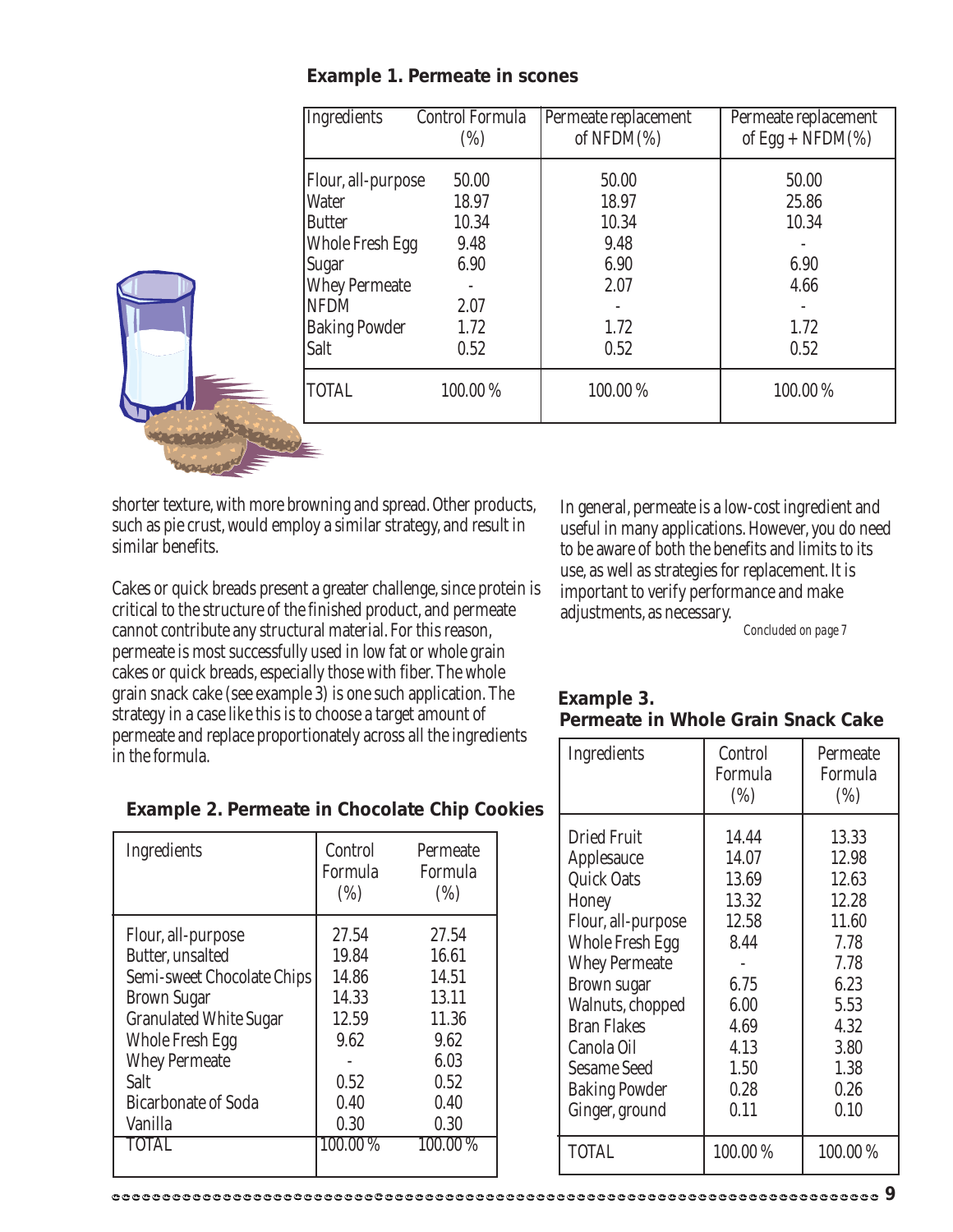### Example 1. Permeate in scones

| Ingredients | Control Formula (%) | Permeate replacement of NFDM(%) | Permeate replacement of Egg + NFDM(%) |
|---|---|---|---|
| Flour, all-purpose | 50.00 | 50.00 | 50.00 |
| Water | 18.97 | 18.97 | 25.86 |
| Butter | 10.34 | 10.34 | 10.34 |
| Whole Fresh Egg | 9.48 | 9.48 | - |
| Sugar | 6.90 | 6.90 | 6.90 |
| Whey Permeate | - | 2.07 | 4.66 |
| NFDM | 2.07 | - | - |
| Baking Powder | 1.72 | 1.72 | 1.72 |
| Salt | 0.52 | 0.52 | 0.52 |
| TOTAL | 100.00 % | 100.00 % | 100.00 % |

shorter texture, with more browning and spread. Other products, such as pie crust, would employ a similar strategy, and result in similar benefits.

Cakes or quick breads present a greater challenge, since protein is critical to the structure of the finished product, and permeate cannot contribute any structural material. For this reason, permeate is most successfully used in low fat or whole grain cakes or quick breads, especially those with fiber. The whole grain snack cake (see example 3) is one such application. The strategy in a case like this is to choose a target amount of permeate and replace proportionately across all the ingredients in the formula.

### Example 2. Permeate in Chocolate Chip Cookies

| Ingredients | Control Formula (%) | Permeate Formula (%) |
|---|---|---|
| Flour, all-purpose | 27.54 | 27.54 |
| Butter, unsalted | 19.84 | 16.61 |
| Semi-sweet Chocolate Chips | 14.86 | 14.51 |
| Brown Sugar | 14.33 | 13.11 |
| Granulated White Sugar | 12.59 | 11.36 |
| Whole Fresh Egg | 9.62 | 9.62 |
| Whey Permeate | - | 6.03 |
| Salt | 0.52 | 0.52 |
| Bicarbonate of Soda | 0.40 | 0.40 |
| Vanilla | 0.30 | 0.30 |
| TOTAL | 100.00 % | 100.00 % |

In general, permeate is a low-cost ingredient and useful in many applications. However, you do need to be aware of both the benefits and limits to its use, as well as strategies for replacement. It is important to verify performance and make adjustments, as necessary.

*Concluded on page 7*

### Example 3. Permeate in Whole Grain Snack Cake

| Ingredients | Control Formula (%) | Permeate Formula (%) |
|---|---|---|
| Dried Fruit | 14.44 | 13.33 |
| Applesauce | 14.07 | 12.98 |
| Quick Oats | 13.69 | 12.63 |
| Honey | 13.32 | 12.28 |
| Flour, all-purpose | 12.58 | 11.60 |
| Whole Fresh Egg | 8.44 | 7.78 |
| Whey Permeate | - | 7.78 |
| Brown sugar | 6.75 | 6.23 |
| Walnuts, chopped | 6.00 | 5.53 |
| Bran Flakes | 4.69 | 4.32 |
| Canola Oil | 4.13 | 3.80 |
| Sesame Seed | 1.50 | 1.38 |
| Baking Powder | 0.28 | 0.26 |
| Ginger, ground | 0.11 | 0.10 |
| TOTAL | 100.00 % | 100.00 % |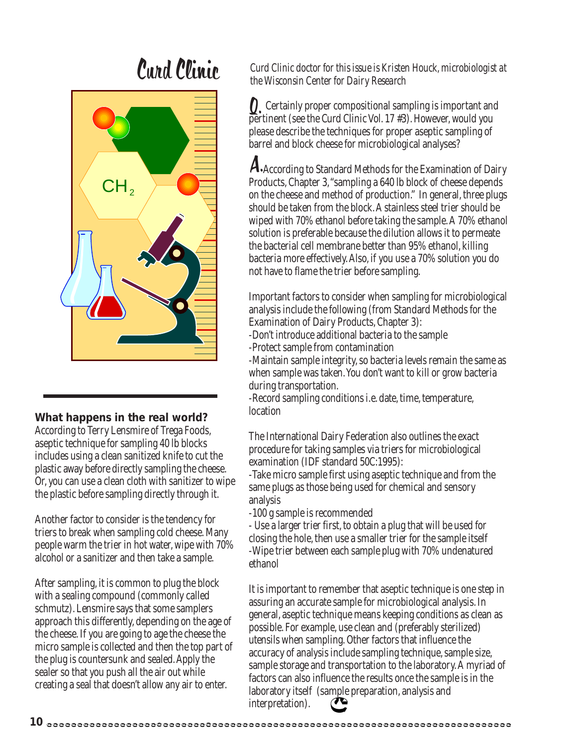# Curd Clinic

*Curd Clinic doctor for this issue is Kristen Houck, microbiologist at the Wisconsin Center for Dairy Research*

**Q.** Certainly proper compositional sampling is important and pertinent (see the Curd Clinic Vol. 17 #3). However, would you please describe the techniques for proper aseptic sampling of barrel and block cheese for microbiological analyses?

**A.** According to Standard Methods for the Examination of Dairy Products, Chapter 3, "sampling a 640 lb block of cheese depends on the cheese and method of production." In general, three plugs should be taken from the block. A stainless steel trier should be wiped with 70% ethanol before taking the sample. A 70% ethanol solution is preferable because the dilution allows it to permeate the bacterial cell membrane better than 95% ethanol, killing bacteria more effectively. Also, if you use a 70% solution you do not have to flame the trier before sampling.

Important factors to consider when sampling for microbiological analysis include the following (from Standard Methods for the Examination of Dairy Products, Chapter 3):

- Don't introduce additional bacteria to the sample
- Protect sample from contamination
- Maintain sample integrity, so bacteria levels remain the same as when sample was taken. You don't want to kill or grow bacteria during transportation.
- Record sampling conditions i.e. date, time, temperature, location

The International Dairy Federation also outlines the exact procedure for taking samples via triers for microbiological examination (IDF standard 50C:1995):

- Take micro sample first using aseptic technique and from the same plugs as those being used for chemical and sensory analysis
- 100 g sample is recommended
- Use a larger trier first, to obtain a plug that will be used for closing the hole, then use a smaller trier for the sample itself
- Wipe trier between each sample plug with 70% undenatured ethanol

It is important to remember that aseptic technique is one step in assuring an accurate sample for microbiological analysis. In general, aseptic technique means keeping conditions as clean as possible. For example, use clean and (preferably sterilized) utensils when sampling. Other factors that influence the accuracy of analysis include sampling technique, sample size, sample storage and transportation to the laboratory. A myriad of factors can also influence the results once the sample is in the laboratory itself (sample preparation, analysis and interpretation).

### What happens in the real world?

According to Terry Lensmire of Trega Foods, aseptic technique for sampling 40 lb blocks includes using a clean sanitized knife to cut the plastic away before directly sampling the cheese. Or, you can use a clean cloth with sanitizer to wipe the plastic before sampling directly through it.

Another factor to consider is the tendency for triers to break when sampling cold cheese. Many people warm the trier in hot water, wipe with 70% alcohol or a sanitizer and then take a sample.

After sampling, it is common to plug the block with a sealing compound (commonly called schmutz). Lensmire says that some samplers approach this differently, depending on the age of the cheese. If you are going to age the cheese the micro sample is collected and then the top part of the plug is countersunk and sealed. Apply the sealer so that you push all the air out while creating a seal that doesn't allow any air to enter.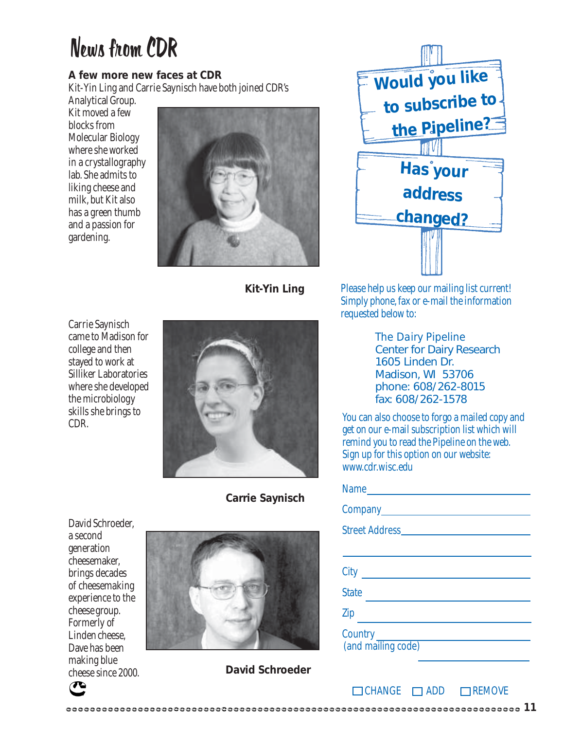# News from CDR

**A few more new faces at CDR**

Kit-Yin Ling and Carrie Saynisch have both joined CDR's Analytical Group. Kit moved a few blocks from Molecular Biology where she worked in a crystallography lab. She admits to liking cheese and milk, but Kit also has a green thumb and a passion for gardening.

**Kit-Yin Ling**

Carrie Saynisch came to Madison for college and then stayed to work at Silliker Laboratories where she developed the microbiology skills she brings to CDR.

**Carrie Saynisch**

David Schroeder, a second generation cheesemaker, brings decades of cheesemaking experience to the cheese group. Formerly of Linden cheese, Dave has been making blue cheese since 2000.

**David Schroeder**

## Would you like to subscribe to the Pipeline?

## Has your address changed?

Please help us keep our mailing list current! Simply phone, fax or e-mail the information requested below to:

The Dairy Pipeline
Center for Dairy Research
1605 Linden Dr.
Madison, WI 53706
phone: 608/262-8015
fax: 608/262-1578

You can also choose to forgo a mailed copy and get on our e-mail subscription list which will remind you to read the Pipeline on the web. Sign up for this option on our website: www.cdr.wisc.edu

Name ____________________

Company ____________________

Street Address ____________________

____________________

City ____________________

State ____________________

Zip ____________________

Country (and mailing code) ____________________

____________________

☐ CHANGE ☐ ADD ☐ REMOVE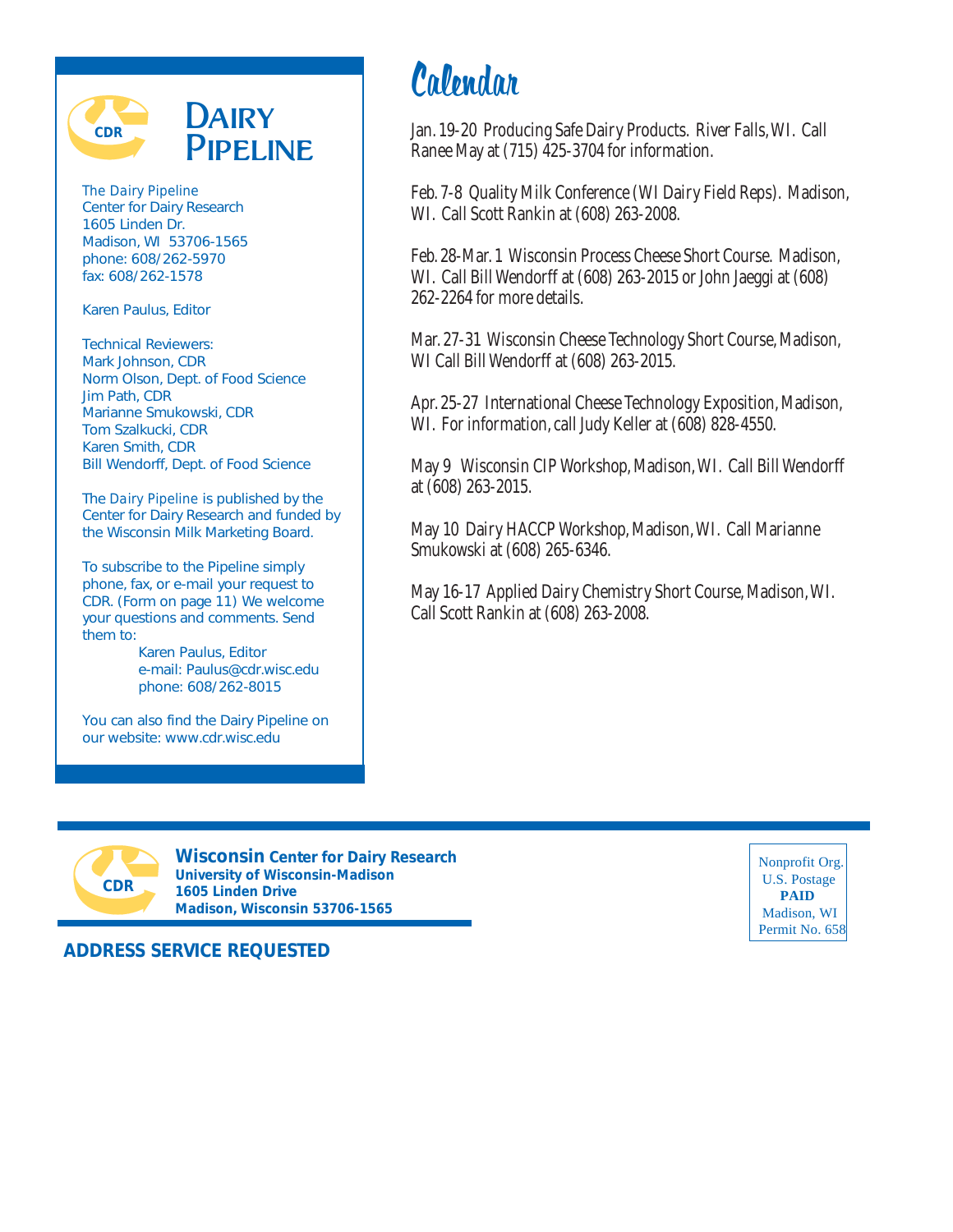# DAIRY PIPELINE

The Dairy Pipeline
Center for Dairy Research
1605 Linden Dr.
Madison, WI 53706-1565
phone: 608/262-5970
fax: 608/262-1578

Karen Paulus, Editor

Technical Reviewers:
Mark Johnson, CDR
Norm Olson, Dept. of Food Science
Jim Path, CDR
Marianne Smukowski, CDR
Tom Szalkucki, CDR
Karen Smith, CDR
Bill Wendorff, Dept. of Food Science

The Dairy Pipeline is published by the Center for Dairy Research and funded by the Wisconsin Milk Marketing Board.

To subscribe to the Pipeline simply phone, fax, or e-mail your request to CDR. (Form on page 11) We welcome your questions and comments. Send them to:

Karen Paulus, Editor
e-mail: Paulus@cdr.wisc.edu
phone: 608/262-8015

You can also find the Dairy Pipeline on our website: www.cdr.wisc.edu

# Calendar

Jan. 19-20 Producing Safe Dairy Products. River Falls, WI. Call Ranee May at (715) 425-3704 for information.

Feb. 7-8 Quality Milk Conference (WI Dairy Field Reps). Madison, WI. Call Scott Rankin at (608) 263-2008.

Feb. 28-Mar. 1 Wisconsin Process Cheese Short Course. Madison, WI. Call Bill Wendorff at (608) 263-2015 or John Jaeggi at (608) 262-2264 for more details.

Mar. 27-31 Wisconsin Cheese Technology Short Course, Madison, WI Call Bill Wendorff at (608) 263-2015.

Apr. 25-27 International Cheese Technology Exposition, Madison, WI. For information, call Judy Keller at (608) 828-4550.

May 9 Wisconsin CIP Workshop, Madison, WI. Call Bill Wendorff at (608) 263-2015.

May 10 Dairy HACCP Workshop, Madison, WI. Call Marianne Smukowski at (608) 265-6346.

May 16-17 Applied Dairy Chemistry Short Course, Madison, WI. Call Scott Rankin at (608) 263-2008.

**Wisconsin Center for Dairy Research**
**University of Wisconsin-Madison**
**1605 Linden Drive**
**Madison, Wisconsin 53706-1565**

**ADDRESS SERVICE REQUESTED**

Nonprofit Org.
U.S. Postage
**PAID**
Madison, WI
Permit No. 658